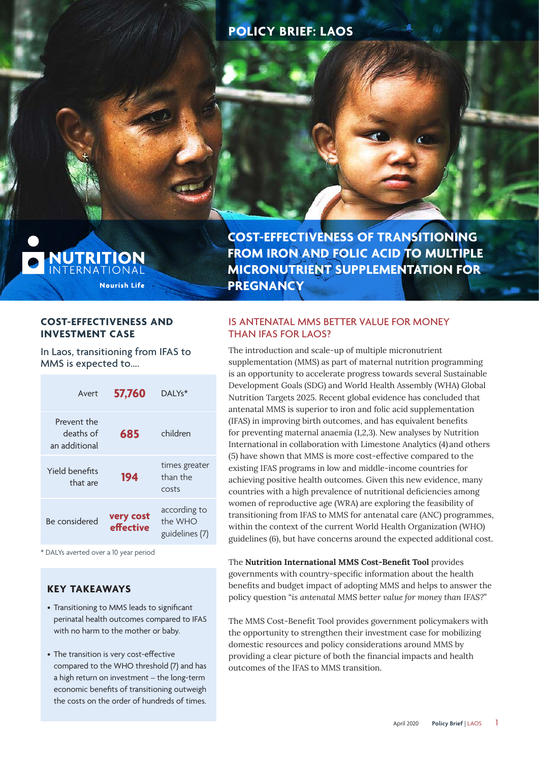POLICY BRIEF: LAOS

NUTRITION INTERNATIONAL

Nourish Life

# COST-EFFECTIVENESS OF TRANSITIONING FROM IRON AND FOLIC ACID TO MULTIPLE MICRONUTRIENT SUPPLEMENTATION FOR PREGNANCY

## COST-EFFECTIVENESS AND INVESTMENT CASE

In Laos, transitioning from IFAS to MMS is expected to....

| | | |
|---|---|---|
| Avert | **57,760** | DALYs* |
| Prevent the deaths of an additional | **685** | children |
| Yield benefits that are | **194** | times greater than the costs |
| Be considered | **very cost effective** | according to the WHO guidelines (7) |

\* DALYs averted over a 10 year period

### KEY TAKEAWAYS

- Transitioning to MMS leads to significant perinatal health outcomes compared to IFAS with no harm to the mother or baby.
- The transition is very cost-effective compared to the WHO threshold (7) and has a high return on investment – the long-term economic benefits of transitioning outweigh the costs on the order of hundreds of times.

## IS ANTENATAL MMS BETTER VALUE FOR MONEY THAN IFAS FOR LAOS?

The introduction and scale-up of multiple micronutrient supplementation (MMS) as part of maternal nutrition programming is an opportunity to accelerate progress towards several Sustainable Development Goals (SDG) and World Health Assembly (WHA) Global Nutrition Targets 2025. Recent global evidence has concluded that antenatal MMS is superior to iron and folic acid supplementation (IFAS) in improving birth outcomes, and has equivalent benefits for preventing maternal anaemia (1,2,3). New analyses by Nutrition International in collaboration with Limestone Analytics (4) and others (5) have shown that MMS is more cost-effective compared to the existing IFAS programs in low and middle-income countries for achieving positive health outcomes. Given this new evidence, many countries with a high prevalence of nutritional deficiencies among women of reproductive age (WRA) are exploring the feasibility of transitioning from IFAS to MMS for antenatal care (ANC) programmes, within the context of the current World Health Organization (WHO) guidelines (6), but have concerns around the expected additional cost.

The **Nutrition International MMS Cost-Benefit Tool** provides governments with country-specific information about the health benefits and budget impact of adopting MMS and helps to answer the policy question "*is antenatal MMS better value for money than IFAS?*"

The MMS Cost-Benefit Tool provides government policymakers with the opportunity to strengthen their investment case for mobilizing domestic resources and policy considerations around MMS by providing a clear picture of both the financial impacts and health outcomes of the IFAS to MMS transition.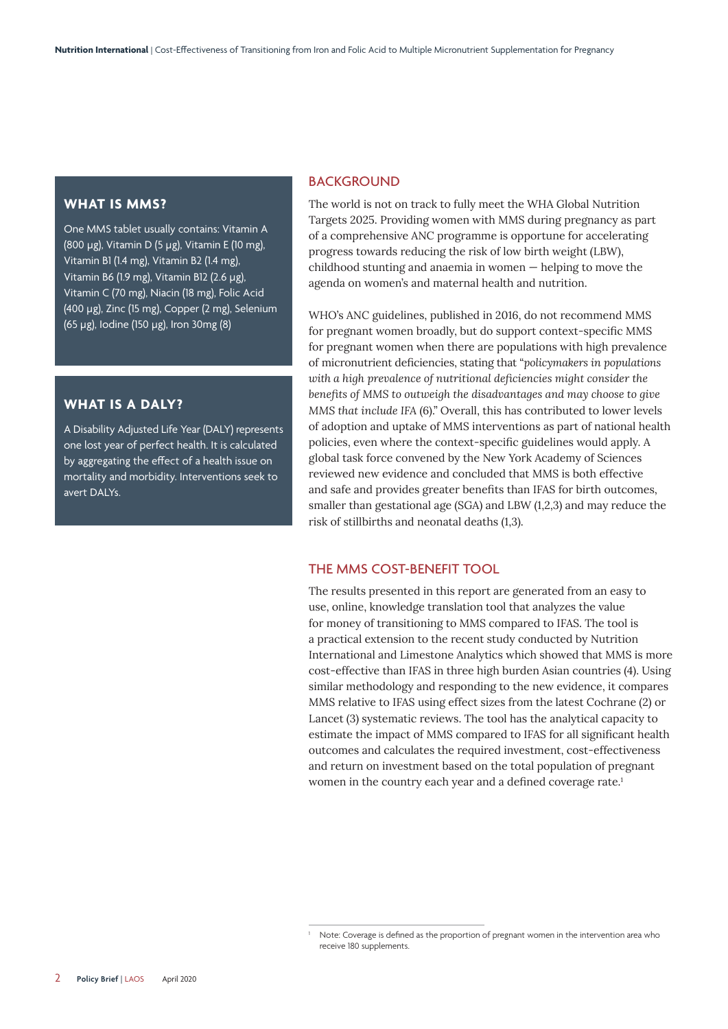## WHAT IS MMS?

One MMS tablet usually contains: Vitamin A (800 μg), Vitamin D (5 μg), Vitamin E (10 mg), Vitamin B1 (1.4 mg), Vitamin B2 (1.4 mg), Vitamin B6 (1.9 mg), Vitamin B12 (2.6 μg), Vitamin C (70 mg), Niacin (18 mg), Folic Acid (400 μg), Zinc (15 mg), Copper (2 mg), Selenium (65 μg), Iodine (150 μg), Iron 30mg (8)

## WHAT IS A DALY?

A Disability Adjusted Life Year (DALY) represents one lost year of perfect health. It is calculated by aggregating the effect of a health issue on mortality and morbidity. Interventions seek to avert DALYs.

## BACKGROUND

The world is not on track to fully meet the WHA Global Nutrition Targets 2025. Providing women with MMS during pregnancy as part of a comprehensive ANC programme is opportune for accelerating progress towards reducing the risk of low birth weight (LBW), childhood stunting and anaemia in women — helping to move the agenda on women's and maternal health and nutrition.

WHO's ANC guidelines, published in 2016, do not recommend MMS for pregnant women broadly, but do support context-specific MMS for pregnant women when there are populations with high prevalence of micronutrient deficiencies, stating that "*policymakers in populations with a high prevalence of nutritional deficiencies might consider the benefits of MMS to outweigh the disadvantages and may choose to give MMS that include IFA* (6)." Overall, this has contributed to lower levels of adoption and uptake of MMS interventions as part of national health policies, even where the context-specific guidelines would apply. A global task force convened by the New York Academy of Sciences reviewed new evidence and concluded that MMS is both effective and safe and provides greater benefits than IFAS for birth outcomes, smaller than gestational age (SGA) and LBW (1,2,3) and may reduce the risk of stillbirths and neonatal deaths (1,3).

## THE MMS COST-BENEFIT TOOL

The results presented in this report are generated from an easy to use, online, knowledge translation tool that analyzes the value for money of transitioning to MMS compared to IFAS. The tool is a practical extension to the recent study conducted by Nutrition International and Limestone Analytics which showed that MMS is more cost-effective than IFAS in three high burden Asian countries (4). Using similar methodology and responding to the new evidence, it compares MMS relative to IFAS using effect sizes from the latest Cochrane (2) or Lancet (3) systematic reviews. The tool has the analytical capacity to estimate the impact of MMS compared to IFAS for all significant health outcomes and calculates the required investment, cost-effectiveness and return on investment based on the total population of pregnant women in the country each year and a defined coverage rate.[1]

[1] Note: Coverage is defined as the proportion of pregnant women in the intervention area who receive 180 supplements.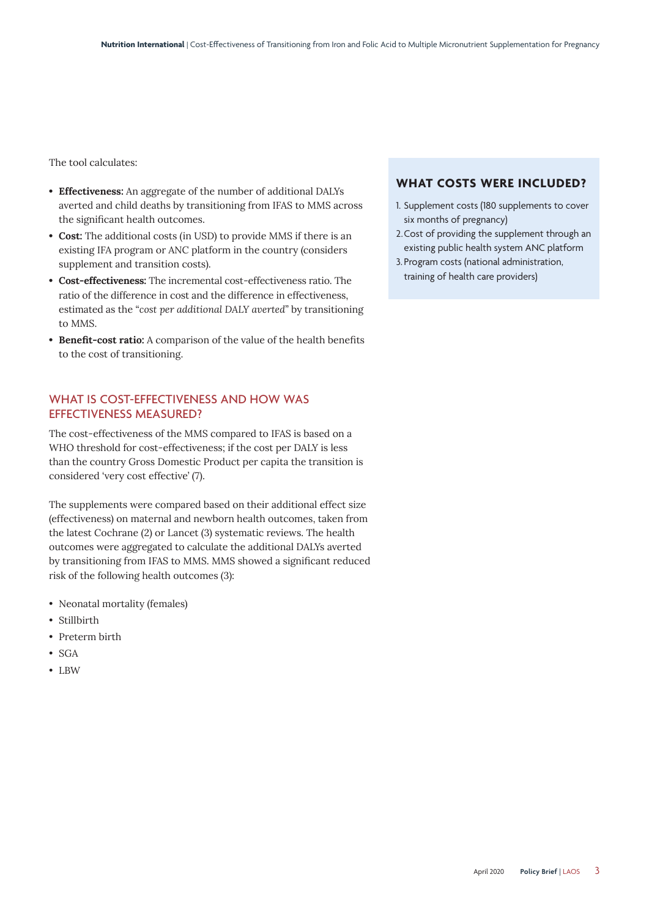The tool calculates:

- **Effectiveness:** An aggregate of the number of additional DALYs averted and child deaths by transitioning from IFAS to MMS across the significant health outcomes.
- **Cost:** The additional costs (in USD) to provide MMS if there is an existing IFA program or ANC platform in the country (considers supplement and transition costs).
- **Cost-effectiveness:** The incremental cost-effectiveness ratio. The ratio of the difference in cost and the difference in effectiveness, estimated as the "*cost per additional DALY averted*" by transitioning to MMS.
- **Benefit-cost ratio:** A comparison of the value of the health benefits to the cost of transitioning.

## WHAT IS COST-EFFECTIVENESS AND HOW WAS EFFECTIVENESS MEASURED?

The cost-effectiveness of the MMS compared to IFAS is based on a WHO threshold for cost-effectiveness; if the cost per DALY is less than the country Gross Domestic Product per capita the transition is considered 'very cost effective' (7).

The supplements were compared based on their additional effect size (effectiveness) on maternal and newborn health outcomes, taken from the latest Cochrane (2) or Lancet (3) systematic reviews. The health outcomes were aggregated to calculate the additional DALYs averted by transitioning from IFAS to MMS. MMS showed a significant reduced risk of the following health outcomes (3):

- Neonatal mortality (females)
- Stillbirth
- Preterm birth
- SGA
- LBW

## WHAT COSTS WERE INCLUDED?

1. Supplement costs (180 supplements to cover six months of pregnancy)
2. Cost of providing the supplement through an existing public health system ANC platform
3. Program costs (national administration, training of health care providers)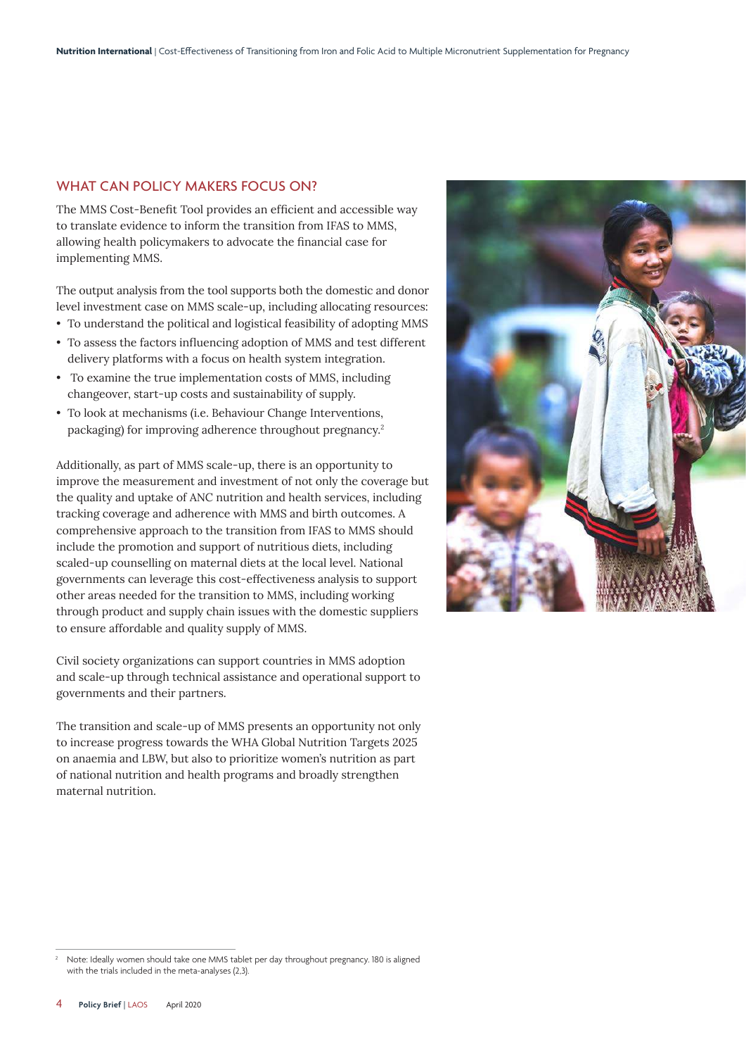## WHAT CAN POLICY MAKERS FOCUS ON?

The MMS Cost-Benefit Tool provides an efficient and accessible way to translate evidence to inform the transition from IFAS to MMS, allowing health policymakers to advocate the financial case for implementing MMS.

The output analysis from the tool supports both the domestic and donor level investment case on MMS scale-up, including allocating resources:

- To understand the political and logistical feasibility of adopting MMS
- To assess the factors influencing adoption of MMS and test different delivery platforms with a focus on health system integration.
- To examine the true implementation costs of MMS, including changeover, start-up costs and sustainability of supply.
- To look at mechanisms (i.e. Behaviour Change Interventions, packaging) for improving adherence throughout pregnancy.[2]

Additionally, as part of MMS scale-up, there is an opportunity to improve the measurement and investment of not only the coverage but the quality and uptake of ANC nutrition and health services, including tracking coverage and adherence with MMS and birth outcomes. A comprehensive approach to the transition from IFAS to MMS should include the promotion and support of nutritious diets, including scaled-up counselling on maternal diets at the local level. National governments can leverage this cost-effectiveness analysis to support other areas needed for the transition to MMS, including working through product and supply chain issues with the domestic suppliers to ensure affordable and quality supply of MMS.

Civil society organizations can support countries in MMS adoption and scale-up through technical assistance and operational support to governments and their partners.

The transition and scale-up of MMS presents an opportunity not only to increase progress towards the WHA Global Nutrition Targets 2025 on anaemia and LBW, but also to prioritize women's nutrition as part of national nutrition and health programs and broadly strengthen maternal nutrition.

[2] Note: Ideally women should take one MMS tablet per day throughout pregnancy. 180 is aligned with the trials included in the meta-analyses (2,3).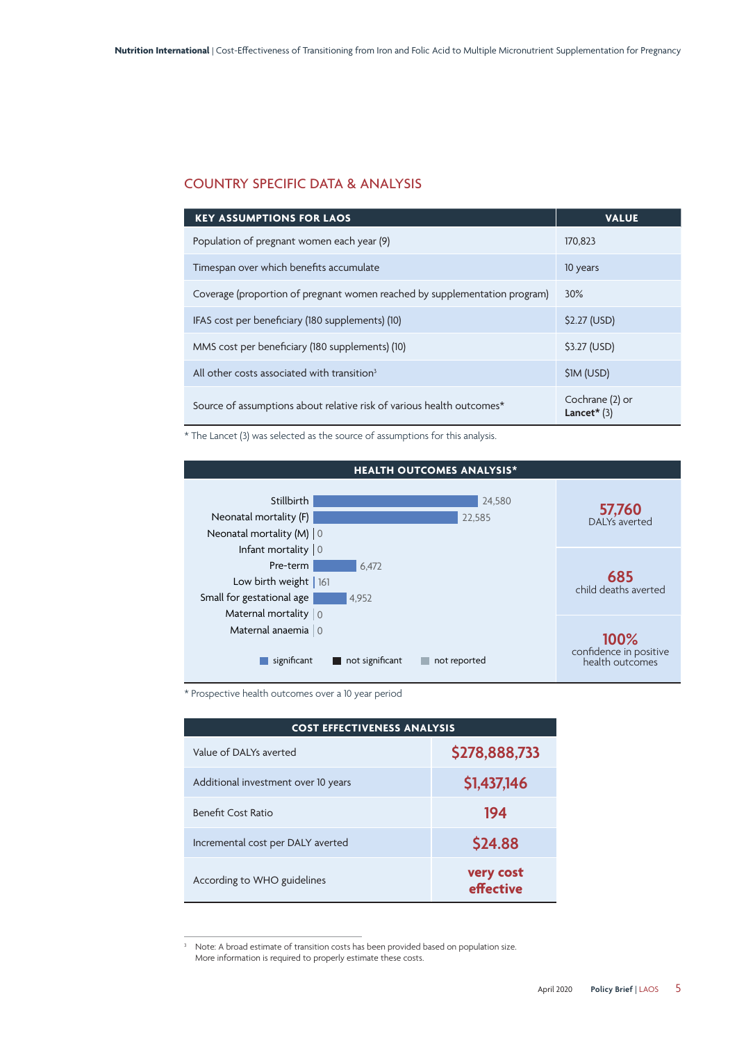## COUNTRY SPECIFIC DATA & ANALYSIS

| KEY ASSUMPTIONS FOR LAOS | VALUE |
|---|---|
| Population of pregnant women each year (9) | 170,823 |
| Timespan over which benefits accumulate | 10 years |
| Coverage (proportion of pregnant women reached by supplementation program) | 30% |
| IFAS cost per beneficiary (180 supplements) (10) | $2.27 (USD) |
| MMS cost per beneficiary (180 supplements) (10) | $3.27 (USD) |
| All other costs associated with transition[3] | $1M (USD) |
| Source of assumptions about relative risk of various health outcomes* | Cochrane (2) or **Lancet*** (3) |

* The Lancet (3) was selected as the source of assumptions for this analysis.

| HEALTH OUTCOMES ANALYSIS* | |
|---|---|
| Stillbirth | 24,580 |
| Neonatal mortality (F) | 22,585 |
| Neonatal mortality (M) | 0 |
| Infant mortality | 0 |
| Pre-term | 6,472 |
| Low birth weight | 161 |
| Small for gestational age | 4,952 |
| Maternal mortality | 0 |
| Maternal anaemia | 0 |

Legend: significant, not significant, not reported

**57,760** DALYs averted

**685** child deaths averted

**100%** confidence in positive health outcomes

* Prospective health outcomes over a 10 year period

| COST EFFECTIVENESS ANALYSIS | |
|---|---|
| Value of DALYs averted | $278,888,733 |
| Additional investment over 10 years | $1,437,146 |
| Benefit Cost Ratio | 194 |
| Incremental cost per DALY averted | $24.88 |
| According to WHO guidelines | very cost effective |

[3] Note: A broad estimate of transition costs has been provided based on population size. More information is required to properly estimate these costs.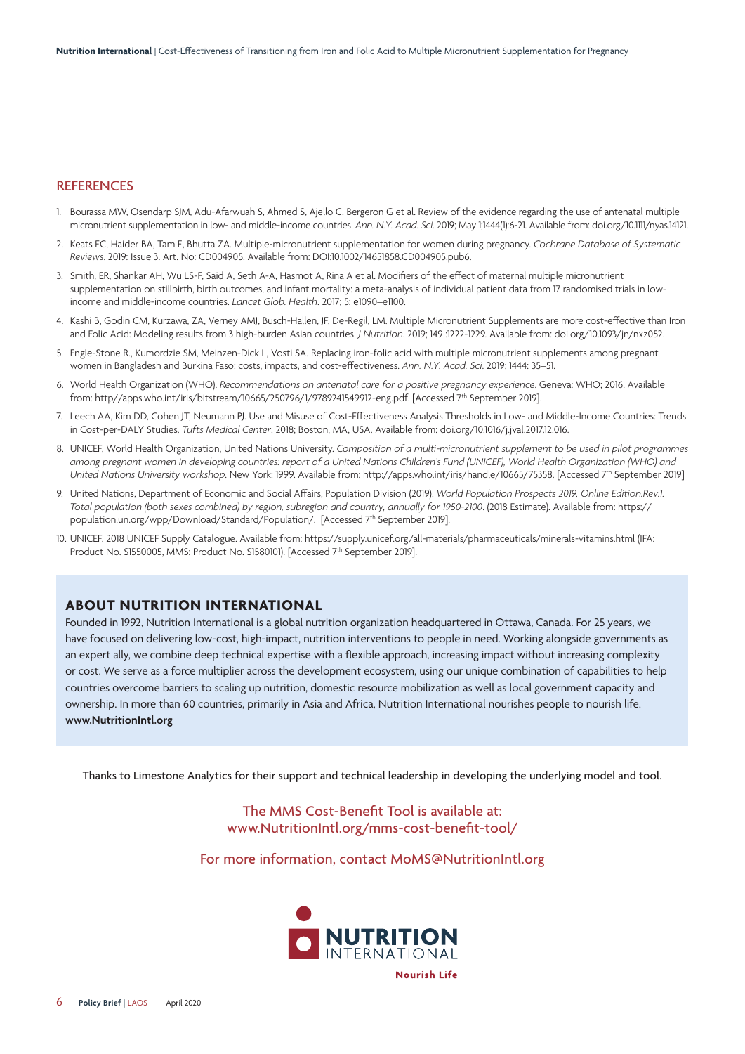## REFERENCES

1. Bourassa MW, Osendarp SJM, Adu-Afarwuah S, Ahmed S, Ajello C, Bergeron G et al. Review of the evidence regarding the use of antenatal multiple micronutrient supplementation in low- and middle-income countries. *Ann. N.Y. Acad. Sci*. 2019; May 1;1444(1):6-21. Available from: doi.org/10.1111/nyas.14121.
2. Keats EC, Haider BA, Tam E, Bhutta ZA. Multiple-micronutrient supplementation for women during pregnancy. *Cochrane Database of Systematic Reviews*. 2019: Issue 3. Art. No: CD004905. Available from: DOI:10.1002/14651858.CD004905.pub6.
3. Smith, ER, Shankar AH, Wu LS-F, Said A, Seth A-A, Hasmot A, Rina A et al. Modifiers of the effect of maternal multiple micronutrient supplementation on stillbirth, birth outcomes, and infant mortality: a meta-analysis of individual patient data from 17 randomised trials in low-income and middle-income countries. *Lancet Glob. Health*. 2017; 5: e1090–e1100.
4. Kashi B, Godin CM, Kurzawa, ZA, Verney AMJ, Busch-Hallen, JF, De-Regil, LM. Multiple Micronutrient Supplements are more cost-effective than Iron and Folic Acid: Modeling results from 3 high-burden Asian countries. *J Nutrition*. 2019; 149 :1222-1229. Available from: doi.org/10.1093/jn/nxz052.
5. Engle-Stone R., Kumordzie SM, Meinzen-Dick L, Vosti SA. Replacing iron-folic acid with multiple micronutrient supplements among pregnant women in Bangladesh and Burkina Faso: costs, impacts, and cost-effectiveness. *Ann. N.Y. Acad. Sci*. 2019; 1444: 35–51.
6. World Health Organization (WHO). *Recommendations on antenatal care for a positive pregnancy experience*. Geneva: WHO; 2016. Available from: http//apps.who.int/iris/bitstream/10665/250796/1/9789241549912-eng.pdf. [Accessed 7th September 2019].
7. Leech AA, Kim DD, Cohen JT, Neumann PJ. Use and Misuse of Cost-Effectiveness Analysis Thresholds in Low- and Middle-Income Countries: Trends in Cost-per-DALY Studies. *Tufts Medical Center*, 2018; Boston, MA, USA. Available from: doi.org/10.1016/j.jval.2017.12.016.
8. UNICEF, World Health Organization, United Nations University. *Composition of a multi-micronutrient supplement to be used in pilot programmes among pregnant women in developing countries: report of a United Nations Children's Fund (UNICEF), World Health Organization (WHO) and United Nations University workshop*. New York; 1999. Available from: http://apps.who.int/iris/handle/10665/75358. [Accessed 7th September 2019]
9. United Nations, Department of Economic and Social Affairs, Population Division (2019). *World Population Prospects 2019, Online Edition.Rev.1. Total population (both sexes combined) by region, subregion and country, annually for 1950-2100*. (2018 Estimate). Available from: https://population.un.org/wpp/Download/Standard/Population/. [Accessed 7th September 2019].
10. UNICEF. 2018 UNICEF Supply Catalogue. Available from: https://supply.unicef.org/all-materials/pharmaceuticals/minerals-vitamins.html (IFA: Product No. S1550005, MMS: Product No. S1580101). [Accessed 7th September 2019].

## ABOUT NUTRITION INTERNATIONAL

Founded in 1992, Nutrition International is a global nutrition organization headquartered in Ottawa, Canada. For 25 years, we have focused on delivering low-cost, high-impact, nutrition interventions to people in need. Working alongside governments as an expert ally, we combine deep technical expertise with a flexible approach, increasing impact without increasing complexity or cost. We serve as a force multiplier across the development ecosystem, using our unique combination of capabilities to help countries overcome barriers to scaling up nutrition, domestic resource mobilization as well as local government capacity and ownership. In more than 60 countries, primarily in Asia and Africa, Nutrition International nourishes people to nourish life.
**www.NutritionIntl.org**

Thanks to Limestone Analytics for their support and technical leadership in developing the underlying model and tool.

The MMS Cost-Benefit Tool is available at:
www.NutritionIntl.org/mms-cost-benefit-tool/

For more information, contact MoMS@NutritionIntl.org

NUTRITION INTERNATIONAL
Nourish Life